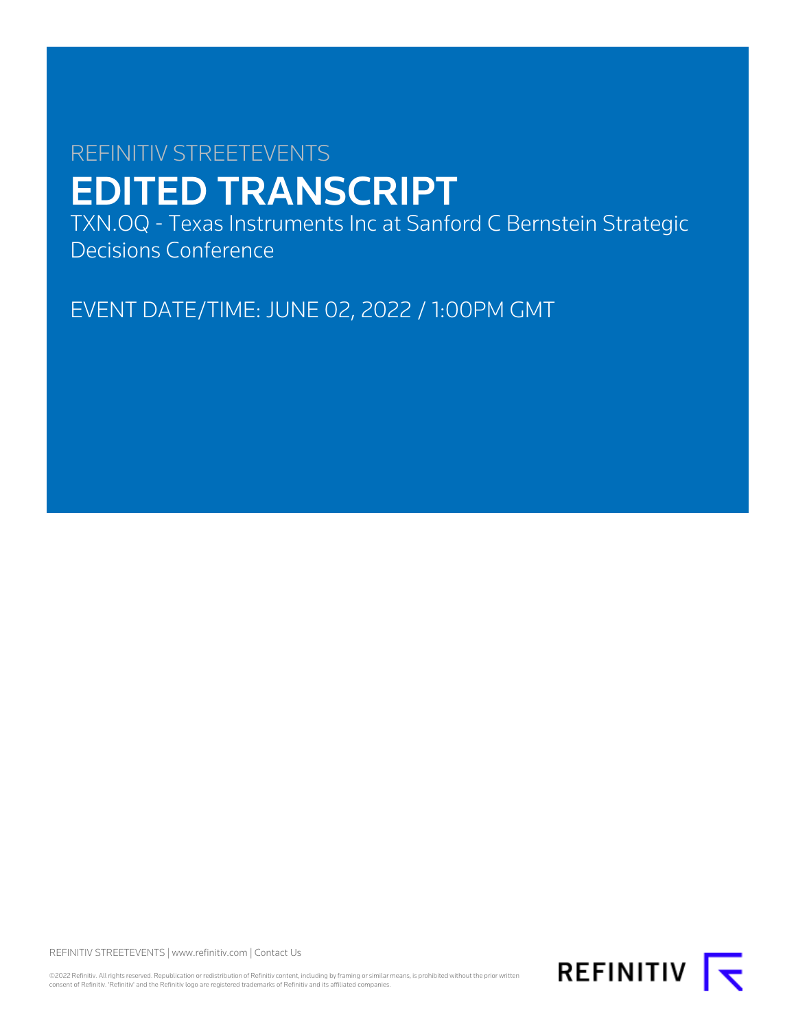REFINITIV STREETEVENTS

# EDITED TRANSCRIPT

TXN.OQ - Texas Instruments Inc at Sanford C Bernstein Strategic Decisions Conference

EVENT DATE/TIME: JUNE 02, 2022 / 1:00PM GMT

REFINITIV STREETEVENTS | www.refinitiv.com | Contact Us

©2022 Refinitiv. All rights reserved. Republication or redistribution of Refinitiv content, including by framing or similar means, is prohibited without the prior written consent of Refinitiv. 'Refinitiv' and the Refinitiv logo are registered trademarks of Refinitiv and its affiliated companies.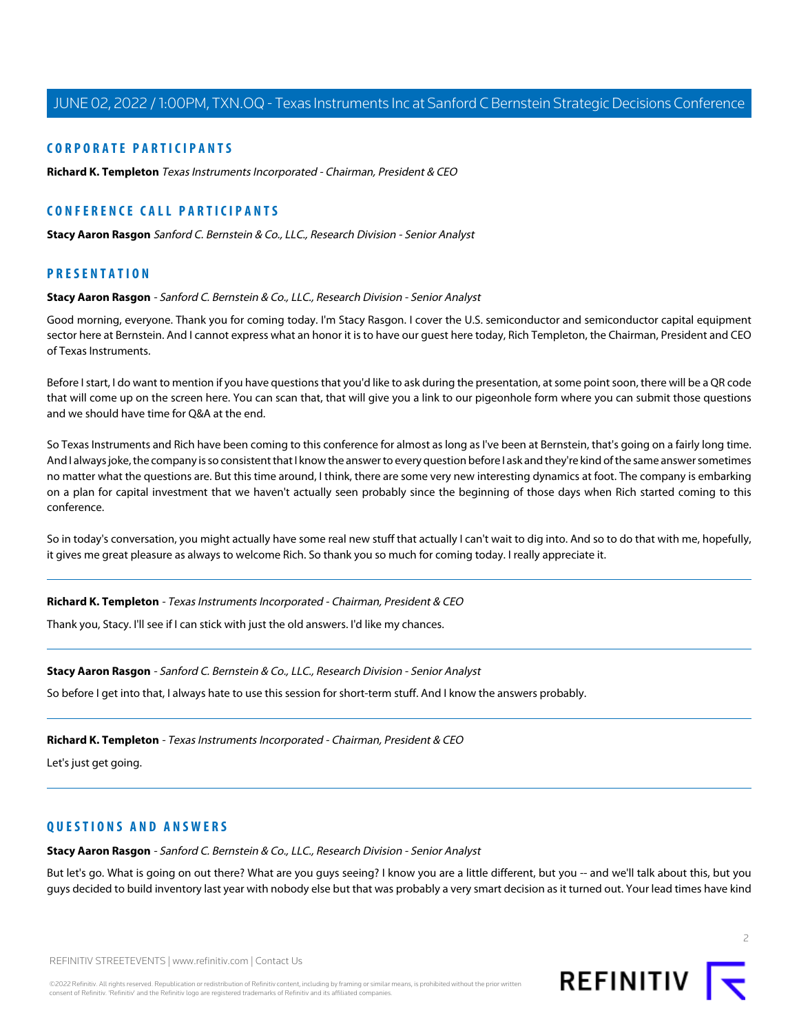## CORPORATE PARTICIPANTS

**Richard K. Templeton** *Texas Instruments Incorporated - Chairman, President & CEO*

## CONFERENCE CALL PARTICIPANTS

**Stacy Aaron Rasgon** *Sanford C. Bernstein & Co., LLC., Research Division - Senior Analyst*

## PRESENTATION

**Stacy Aaron Rasgon** - *Sanford C. Bernstein & Co., LLC., Research Division - Senior Analyst*

Good morning, everyone. Thank you for coming today. I'm Stacy Rasgon. I cover the U.S. semiconductor and semiconductor capital equipment sector here at Bernstein. And I cannot express what an honor it is to have our guest here today, Rich Templeton, the Chairman, President and CEO of Texas Instruments.

Before I start, I do want to mention if you have questions that you'd like to ask during the presentation, at some point soon, there will be a QR code that will come up on the screen here. You can scan that, that will give you a link to our pigeonhole form where you can submit those questions and we should have time for Q&A at the end.

So Texas Instruments and Rich have been coming to this conference for almost as long as I've been at Bernstein, that's going on a fairly long time. And I always joke, the company is so consistent that I know the answer to every question before I ask and they're kind of the same answer sometimes no matter what the questions are. But this time around, I think, there are some very new interesting dynamics at foot. The company is embarking on a plan for capital investment that we haven't actually seen probably since the beginning of those days when Rich started coming to this conference.

So in today's conversation, you might actually have some real new stuff that actually I can't wait to dig into. And so to do that with me, hopefully, it gives me great pleasure as always to welcome Rich. So thank you so much for coming today. I really appreciate it.

---

**Richard K. Templeton** - *Texas Instruments Incorporated - Chairman, President & CEO*

Thank you, Stacy. I'll see if I can stick with just the old answers. I'd like my chances.

---

**Stacy Aaron Rasgon** - *Sanford C. Bernstein & Co., LLC., Research Division - Senior Analyst*

So before I get into that, I always hate to use this session for short-term stuff. And I know the answers probably.

---

**Richard K. Templeton** - *Texas Instruments Incorporated - Chairman, President & CEO*

Let's just get going.

---

## QUESTIONS AND ANSWERS

**Stacy Aaron Rasgon** - *Sanford C. Bernstein & Co., LLC., Research Division - Senior Analyst*

But let's go. What is going on out there? What are you guys seeing? I know you are a little different, but you -- and we'll talk about this, but you guys decided to build inventory last year with nobody else but that was probably a very smart decision as it turned out. Your lead times have kind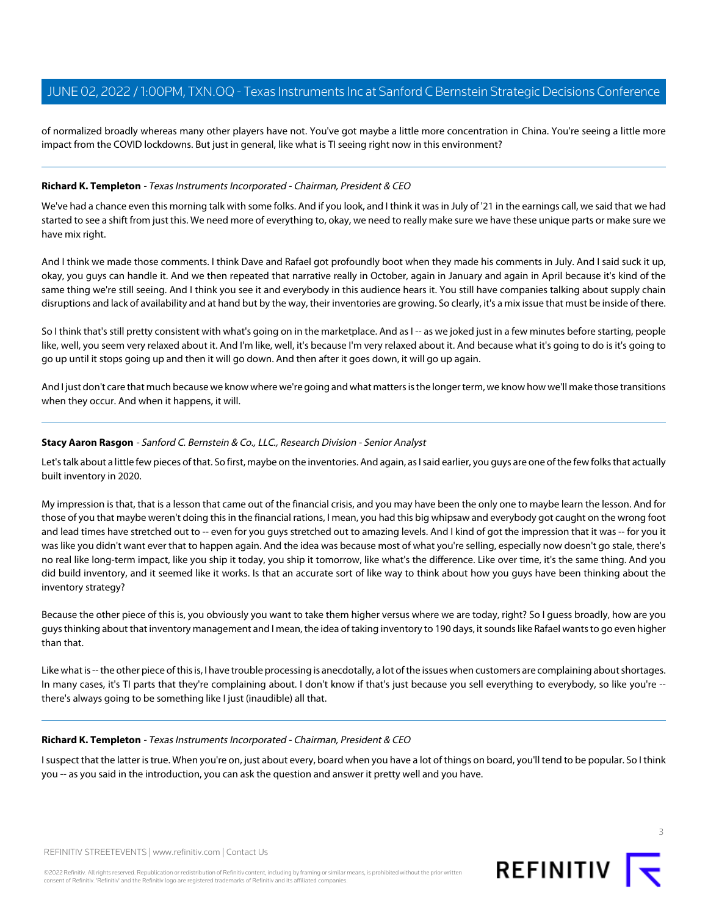of normalized broadly whereas many other players have not. You've got maybe a little more concentration in China. You're seeing a little more impact from the COVID lockdowns. But just in general, like what is TI seeing right now in this environment?

---

**Richard K. Templeton** - *Texas Instruments Incorporated - Chairman, President & CEO*

We've had a chance even this morning talk with some folks. And if you look, and I think it was in July of '21 in the earnings call, we said that we had started to see a shift from just this. We need more of everything to, okay, we need to really make sure we have these unique parts or make sure we have mix right.

And I think we made those comments. I think Dave and Rafael got profoundly boot when they made his comments in July. And I said suck it up, okay, you guys can handle it. And we then repeated that narrative really in October, again in January and again in April because it's kind of the same thing we're still seeing. And I think you see it and everybody in this audience hears it. You still have companies talking about supply chain disruptions and lack of availability and at hand but by the way, their inventories are growing. So clearly, it's a mix issue that must be inside of there.

So I think that's still pretty consistent with what's going on in the marketplace. And as I -- as we joked just in a few minutes before starting, people like, well, you seem very relaxed about it. And I'm like, well, it's because I'm very relaxed about it. And because what it's going to do is it's going to go up until it stops going up and then it will go down. And then after it goes down, it will go up again.

And I just don't care that much because we know where we're going and what matters is the longer term, we know how we'll make those transitions when they occur. And when it happens, it will.

---

**Stacy Aaron Rasgon** - *Sanford C. Bernstein & Co., LLC., Research Division - Senior Analyst*

Let's talk about a little few pieces of that. So first, maybe on the inventories. And again, as I said earlier, you guys are one of the few folks that actually built inventory in 2020.

My impression is that, that is a lesson that came out of the financial crisis, and you may have been the only one to maybe learn the lesson. And for those of you that maybe weren't doing this in the financial rations, I mean, you had this big whipsaw and everybody got caught on the wrong foot and lead times have stretched out to -- even for you guys stretched out to amazing levels. And I kind of got the impression that it was -- for you it was like you didn't want ever that to happen again. And the idea was because most of what you're selling, especially now doesn't go stale, there's no real like long-term impact, like you ship it today, you ship it tomorrow, like what's the difference. Like over time, it's the same thing. And you did build inventory, and it seemed like it works. Is that an accurate sort of like way to think about how you guys have been thinking about the inventory strategy?

Because the other piece of this is, you obviously you want to take them higher versus where we are today, right? So I guess broadly, how are you guys thinking about that inventory management and I mean, the idea of taking inventory to 190 days, it sounds like Rafael wants to go even higher than that.

Like what is -- the other piece of this is, I have trouble processing is anecdotally, a lot of the issues when customers are complaining about shortages. In many cases, it's TI parts that they're complaining about. I don't know if that's just because you sell everything to everybody, so like you're -- there's always going to be something like I just (inaudible) all that.

---

**Richard K. Templeton** - *Texas Instruments Incorporated - Chairman, President & CEO*

I suspect that the latter is true. When you're on, just about every, board when you have a lot of things on board, you'll tend to be popular. So I think you -- as you said in the introduction, you can ask the question and answer it pretty well and you have.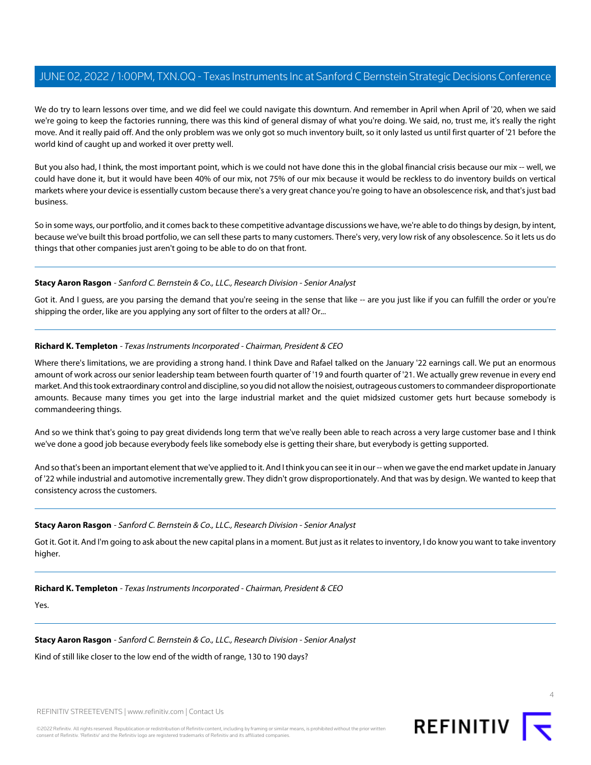We do try to learn lessons over time, and we did feel we could navigate this downturn. And remember in April when April of '20, when we said we're going to keep the factories running, there was this kind of general dismay of what you're doing. We said, no, trust me, it's really the right move. And it really paid off. And the only problem was we only got so much inventory built, so it only lasted us until first quarter of '21 before the world kind of caught up and worked it over pretty well.

But you also had, I think, the most important point, which is we could not have done this in the global financial crisis because our mix -- well, we could have done it, but it would have been 40% of our mix, not 75% of our mix because it would be reckless to do inventory builds on vertical markets where your device is essentially custom because there's a very great chance you're going to have an obsolescence risk, and that's just bad business.

So in some ways, our portfolio, and it comes back to these competitive advantage discussions we have, we're able to do things by design, by intent, because we've built this broad portfolio, we can sell these parts to many customers. There's very, very low risk of any obsolescence. So it lets us do things that other companies just aren't going to be able to do on that front.

---

**Stacy Aaron Rasgon** - *Sanford C. Bernstein & Co., LLC., Research Division - Senior Analyst*

Got it. And I guess, are you parsing the demand that you're seeing in the sense that like -- are you just like if you can fulfill the order or you're shipping the order, like are you applying any sort of filter to the orders at all? Or...

---

**Richard K. Templeton** - *Texas Instruments Incorporated - Chairman, President & CEO*

Where there's limitations, we are providing a strong hand. I think Dave and Rafael talked on the January '22 earnings call. We put an enormous amount of work across our senior leadership team between fourth quarter of '19 and fourth quarter of '21. We actually grew revenue in every end market. And this took extraordinary control and discipline, so you did not allow the noisiest, outrageous customers to commandeer disproportionate amounts. Because many times you get into the large industrial market and the quiet midsized customer gets hurt because somebody is commandeering things.

And so we think that's going to pay great dividends long term that we've really been able to reach across a very large customer base and I think we've done a good job because everybody feels like somebody else is getting their share, but everybody is getting supported.

And so that's been an important element that we've applied to it. And I think you can see it in our -- when we gave the end market update in January of '22 while industrial and automotive incrementally grew. They didn't grow disproportionately. And that was by design. We wanted to keep that consistency across the customers.

---

**Stacy Aaron Rasgon** - *Sanford C. Bernstein & Co., LLC., Research Division - Senior Analyst*

Got it. Got it. And I'm going to ask about the new capital plans in a moment. But just as it relates to inventory, I do know you want to take inventory higher.

---

**Richard K. Templeton** - *Texas Instruments Incorporated - Chairman, President & CEO*

Yes.

---

**Stacy Aaron Rasgon** - *Sanford C. Bernstein & Co., LLC., Research Division - Senior Analyst*

Kind of still like closer to the low end of the width of range, 130 to 190 days?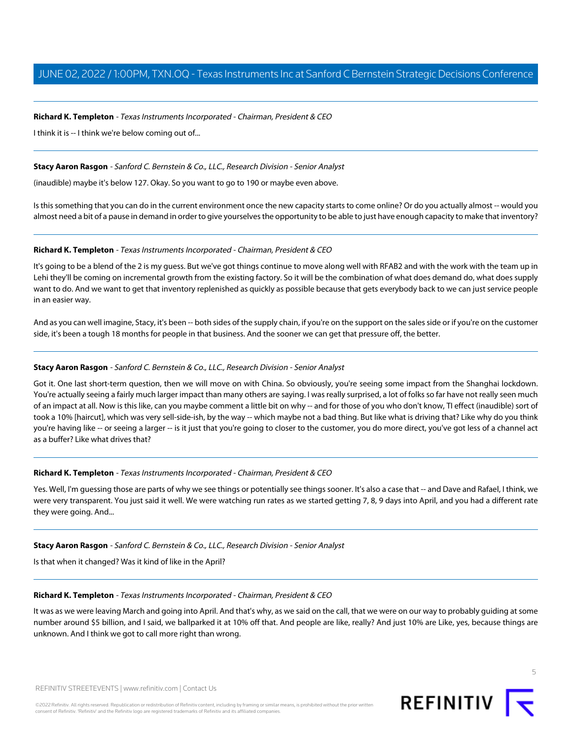**Richard K. Templeton** - *Texas Instruments Incorporated - Chairman, President & CEO*

I think it is -- I think we're below coming out of...

---

**Stacy Aaron Rasgon** - *Sanford C. Bernstein & Co., LLC., Research Division - Senior Analyst*

(inaudible) maybe it's below 127. Okay. So you want to go to 190 or maybe even above.

Is this something that you can do in the current environment once the new capacity starts to come online? Or do you actually almost -- would you almost need a bit of a pause in demand in order to give yourselves the opportunity to be able to just have enough capacity to make that inventory?

---

**Richard K. Templeton** - *Texas Instruments Incorporated - Chairman, President & CEO*

It's going to be a blend of the 2 is my guess. But we've got things continue to move along well with RFAB2 and with the work with the team up in Lehi they'll be coming on incremental growth from the existing factory. So it will be the combination of what does demand do, what does supply want to do. And we want to get that inventory replenished as quickly as possible because that gets everybody back to we can just service people in an easier way.

And as you can well imagine, Stacy, it's been -- both sides of the supply chain, if you're on the support on the sales side or if you're on the customer side, it's been a tough 18 months for people in that business. And the sooner we can get that pressure off, the better.

---

**Stacy Aaron Rasgon** - *Sanford C. Bernstein & Co., LLC., Research Division - Senior Analyst*

Got it. One last short-term question, then we will move on with China. So obviously, you're seeing some impact from the Shanghai lockdown. You're actually seeing a fairly much larger impact than many others are saying. I was really surprised, a lot of folks so far have not really seen much of an impact at all. Now is this like, can you maybe comment a little bit on why -- and for those of you who don't know, TI effect (inaudible) sort of took a 10% [haircut], which was very sell-side-ish, by the way -- which maybe not a bad thing. But like what is driving that? Like why do you think you're having like -- or seeing a larger -- is it just that you're going to closer to the customer, you do more direct, you've got less of a channel act as a buffer? Like what drives that?

---

**Richard K. Templeton** - *Texas Instruments Incorporated - Chairman, President & CEO*

Yes. Well, I'm guessing those are parts of why we see things or potentially see things sooner. It's also a case that -- and Dave and Rafael, I think, we were very transparent. You just said it well. We were watching run rates as we started getting 7, 8, 9 days into April, and you had a different rate they were going. And...

---

**Stacy Aaron Rasgon** - *Sanford C. Bernstein & Co., LLC., Research Division - Senior Analyst*

Is that when it changed? Was it kind of like in the April?

---

**Richard K. Templeton** - *Texas Instruments Incorporated - Chairman, President & CEO*

It was as we were leaving March and going into April. And that's why, as we said on the call, that we were on our way to probably guiding at some number around $5 billion, and I said, we ballparked it at 10% off that. And people are like, really? And just 10% are Like, yes, because things are unknown. And I think we got to call more right than wrong.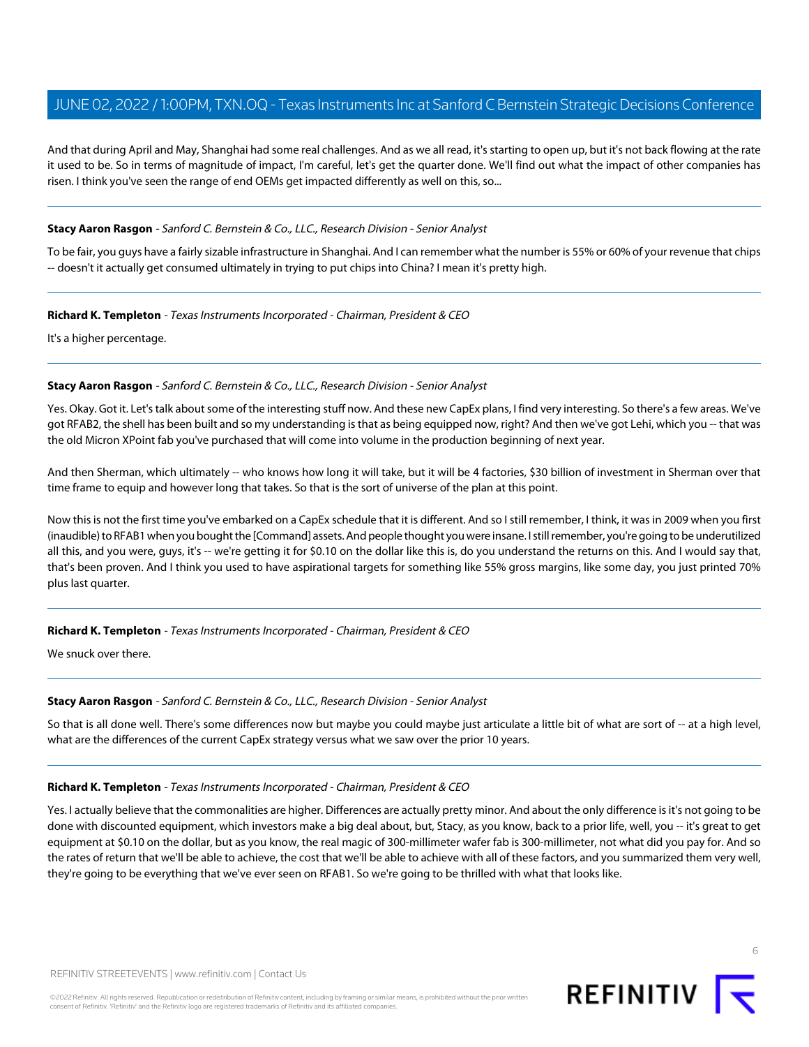And that during April and May, Shanghai had some real challenges. And as we all read, it's starting to open up, but it's not back flowing at the rate it used to be. So in terms of magnitude of impact, I'm careful, let's get the quarter done. We'll find out what the impact of other companies has risen. I think you've seen the range of end OEMs get impacted differently as well on this, so...

---

**Stacy Aaron Rasgon** - *Sanford C. Bernstein & Co., LLC., Research Division - Senior Analyst*

To be fair, you guys have a fairly sizable infrastructure in Shanghai. And I can remember what the number is 55% or 60% of your revenue that chips -- doesn't it actually get consumed ultimately in trying to put chips into China? I mean it's pretty high.

---

**Richard K. Templeton** - *Texas Instruments Incorporated - Chairman, President & CEO*

It's a higher percentage.

---

**Stacy Aaron Rasgon** - *Sanford C. Bernstein & Co., LLC., Research Division - Senior Analyst*

Yes. Okay. Got it. Let's talk about some of the interesting stuff now. And these new CapEx plans, I find very interesting. So there's a few areas. We've got RFAB2, the shell has been built and so my understanding is that as being equipped now, right? And then we've got Lehi, which you -- that was the old Micron XPoint fab you've purchased that will come into volume in the production beginning of next year.

And then Sherman, which ultimately -- who knows how long it will take, but it will be 4 factories, $30 billion of investment in Sherman over that time frame to equip and however long that takes. So that is the sort of universe of the plan at this point.

Now this is not the first time you've embarked on a CapEx schedule that it is different. And so I still remember, I think, it was in 2009 when you first (inaudible) to RFAB1 when you bought the [Command] assets. And people thought you were insane. I still remember, you're going to be underutilized all this, and you were, guys, it's -- we're getting it for $0.10 on the dollar like this is, do you understand the returns on this. And I would say that, that's been proven. And I think you used to have aspirational targets for something like 55% gross margins, like some day, you just printed 70% plus last quarter.

---

**Richard K. Templeton** - *Texas Instruments Incorporated - Chairman, President & CEO*

We snuck over there.

---

**Stacy Aaron Rasgon** - *Sanford C. Bernstein & Co., LLC., Research Division - Senior Analyst*

So that is all done well. There's some differences now but maybe you could maybe just articulate a little bit of what are sort of -- at a high level, what are the differences of the current CapEx strategy versus what we saw over the prior 10 years.

---

**Richard K. Templeton** - *Texas Instruments Incorporated - Chairman, President & CEO*

Yes. I actually believe that the commonalities are higher. Differences are actually pretty minor. And about the only difference is it's not going to be done with discounted equipment, which investors make a big deal about, but, Stacy, as you know, back to a prior life, well, you -- it's great to get equipment at $0.10 on the dollar, but as you know, the real magic of 300-millimeter wafer fab is 300-millimeter, not what did you pay for. And so the rates of return that we'll be able to achieve, the cost that we'll be able to achieve with all of these factors, and you summarized them very well, they're going to be everything that we've ever seen on RFAB1. So we're going to be thrilled with what that looks like.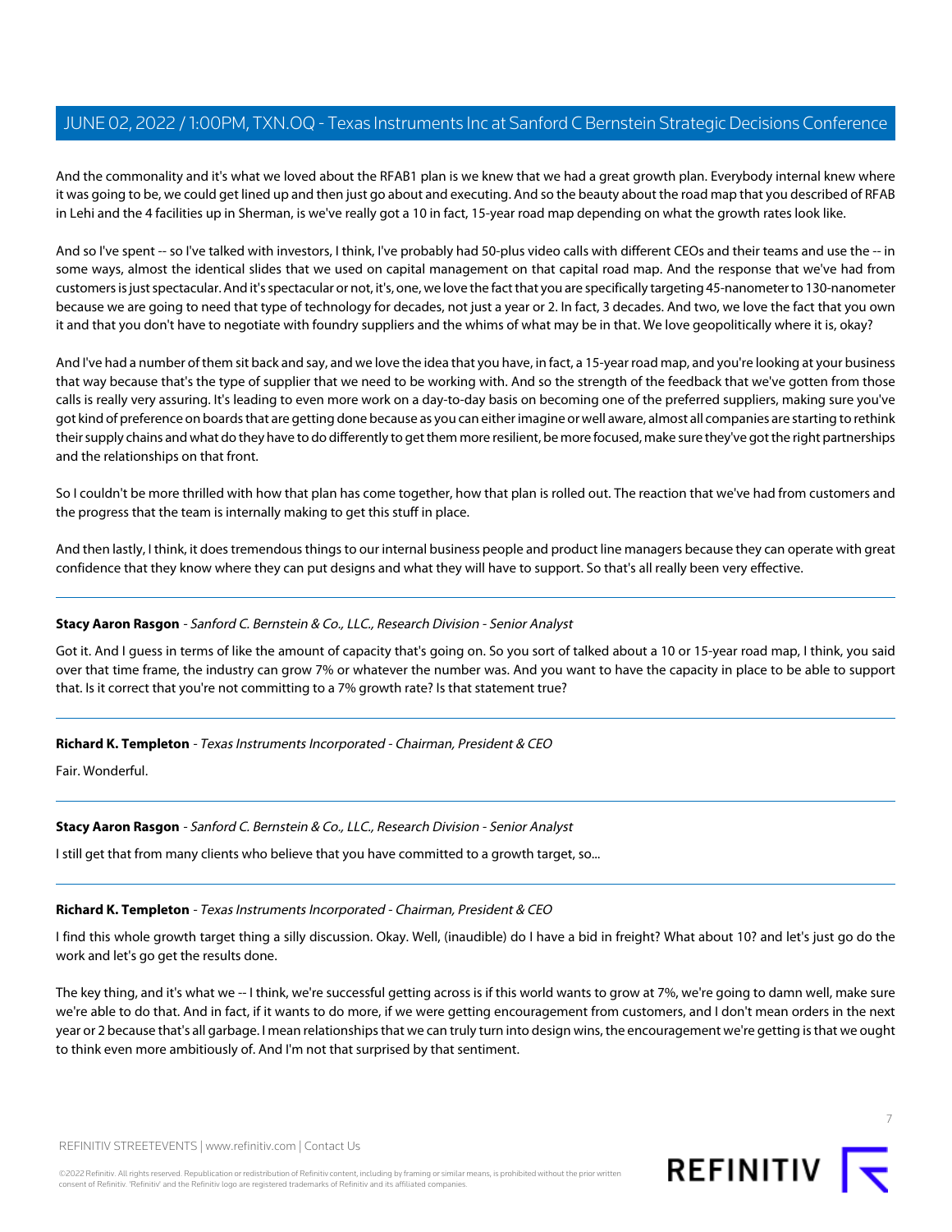And the commonality and it's what we loved about the RFAB1 plan is we knew that we had a great growth plan. Everybody internal knew where it was going to be, we could get lined up and then just go about and executing. And so the beauty about the road map that you described of RFAB in Lehi and the 4 facilities up in Sherman, is we've really got a 10 in fact, 15-year road map depending on what the growth rates look like.

And so I've spent -- so I've talked with investors, I think, I've probably had 50-plus video calls with different CEOs and their teams and use the -- in some ways, almost the identical slides that we used on capital management on that capital road map. And the response that we've had from customers is just spectacular. And it's spectacular or not, it's, one, we love the fact that you are specifically targeting 45-nanometer to 130-nanometer because we are going to need that type of technology for decades, not just a year or 2. In fact, 3 decades. And two, we love the fact that you own it and that you don't have to negotiate with foundry suppliers and the whims of what may be in that. We love geopolitically where it is, okay?

And I've had a number of them sit back and say, and we love the idea that you have, in fact, a 15-year road map, and you're looking at your business that way because that's the type of supplier that we need to be working with. And so the strength of the feedback that we've gotten from those calls is really very assuring. It's leading to even more work on a day-to-day basis on becoming one of the preferred suppliers, making sure you've got kind of preference on boards that are getting done because as you can either imagine or well aware, almost all companies are starting to rethink their supply chains and what do they have to do differently to get them more resilient, be more focused, make sure they've got the right partnerships and the relationships on that front.

So I couldn't be more thrilled with how that plan has come together, how that plan is rolled out. The reaction that we've had from customers and the progress that the team is internally making to get this stuff in place.

And then lastly, I think, it does tremendous things to our internal business people and product line managers because they can operate with great confidence that they know where they can put designs and what they will have to support. So that's all really been very effective.

---

**Stacy Aaron Rasgon** - *Sanford C. Bernstein & Co., LLC., Research Division - Senior Analyst*

Got it. And I guess in terms of like the amount of capacity that's going on. So you sort of talked about a 10 or 15-year road map, I think, you said over that time frame, the industry can grow 7% or whatever the number was. And you want to have the capacity in place to be able to support that. Is it correct that you're not committing to a 7% growth rate? Is that statement true?

---

**Richard K. Templeton** - *Texas Instruments Incorporated - Chairman, President & CEO*

Fair. Wonderful.

---

**Stacy Aaron Rasgon** - *Sanford C. Bernstein & Co., LLC., Research Division - Senior Analyst*

I still get that from many clients who believe that you have committed to a growth target, so...

---

**Richard K. Templeton** - *Texas Instruments Incorporated - Chairman, President & CEO*

I find this whole growth target thing a silly discussion. Okay. Well, (inaudible) do I have a bid in freight? What about 10? and let's just go do the work and let's go get the results done.

The key thing, and it's what we -- I think, we're successful getting across is if this world wants to grow at 7%, we're going to damn well, make sure we're able to do that. And in fact, if it wants to do more, if we were getting encouragement from customers, and I don't mean orders in the next year or 2 because that's all garbage. I mean relationships that we can truly turn into design wins, the encouragement we're getting is that we ought to think even more ambitiously of. And I'm not that surprised by that sentiment.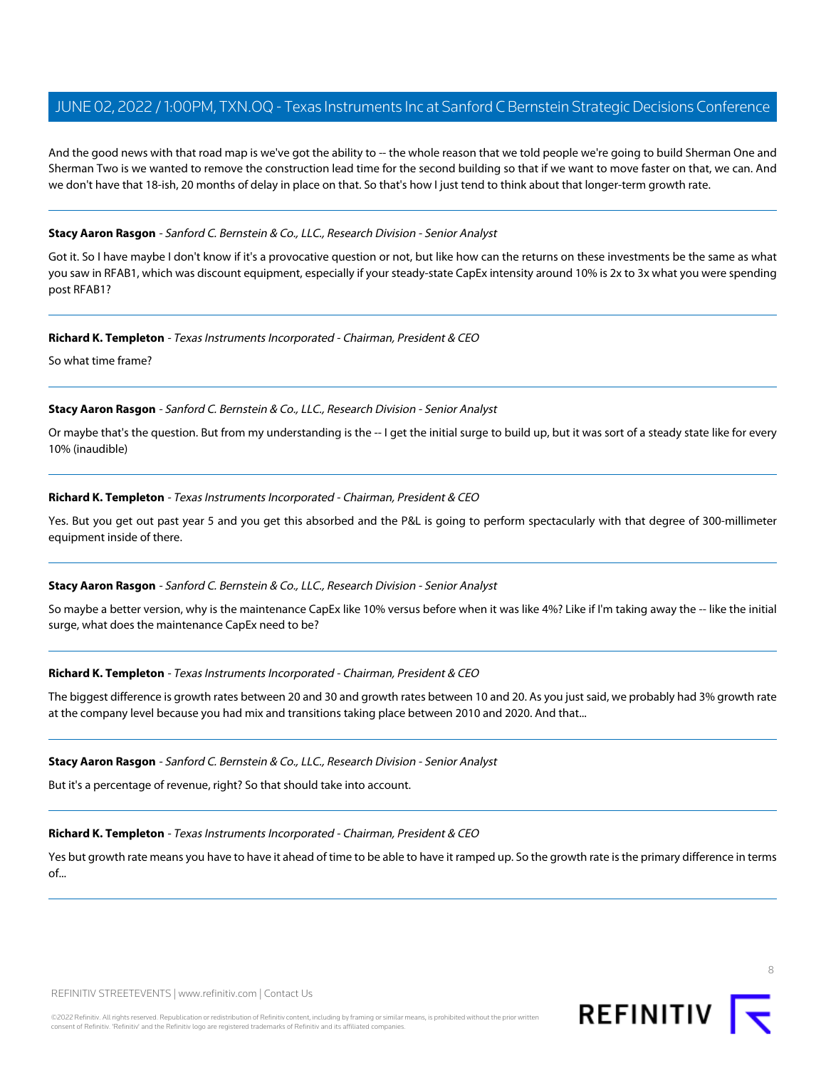And the good news with that road map is we've got the ability to -- the whole reason that we told people we're going to build Sherman One and Sherman Two is we wanted to remove the construction lead time for the second building so that if we want to move faster on that, we can. And we don't have that 18-ish, 20 months of delay in place on that. So that's how I just tend to think about that longer-term growth rate.

---

**Stacy Aaron Rasgon** - *Sanford C. Bernstein & Co., LLC., Research Division - Senior Analyst*

Got it. So I have maybe I don't know if it's a provocative question or not, but like how can the returns on these investments be the same as what you saw in RFAB1, which was discount equipment, especially if your steady-state CapEx intensity around 10% is 2x to 3x what you were spending post RFAB1?

---

**Richard K. Templeton** - *Texas Instruments Incorporated - Chairman, President & CEO*

So what time frame?

---

**Stacy Aaron Rasgon** - *Sanford C. Bernstein & Co., LLC., Research Division - Senior Analyst*

Or maybe that's the question. But from my understanding is the -- I get the initial surge to build up, but it was sort of a steady state like for every 10% (inaudible)

---

**Richard K. Templeton** - *Texas Instruments Incorporated - Chairman, President & CEO*

Yes. But you get out past year 5 and you get this absorbed and the P&L is going to perform spectacularly with that degree of 300-millimeter equipment inside of there.

---

**Stacy Aaron Rasgon** - *Sanford C. Bernstein & Co., LLC., Research Division - Senior Analyst*

So maybe a better version, why is the maintenance CapEx like 10% versus before when it was like 4%? Like if I'm taking away the -- like the initial surge, what does the maintenance CapEx need to be?

---

**Richard K. Templeton** - *Texas Instruments Incorporated - Chairman, President & CEO*

The biggest difference is growth rates between 20 and 30 and growth rates between 10 and 20. As you just said, we probably had 3% growth rate at the company level because you had mix and transitions taking place between 2010 and 2020. And that...

---

**Stacy Aaron Rasgon** - *Sanford C. Bernstein & Co., LLC., Research Division - Senior Analyst*

But it's a percentage of revenue, right? So that should take into account.

---

**Richard K. Templeton** - *Texas Instruments Incorporated - Chairman, President & CEO*

Yes but growth rate means you have to have it ahead of time to be able to have it ramped up. So the growth rate is the primary difference in terms of...

---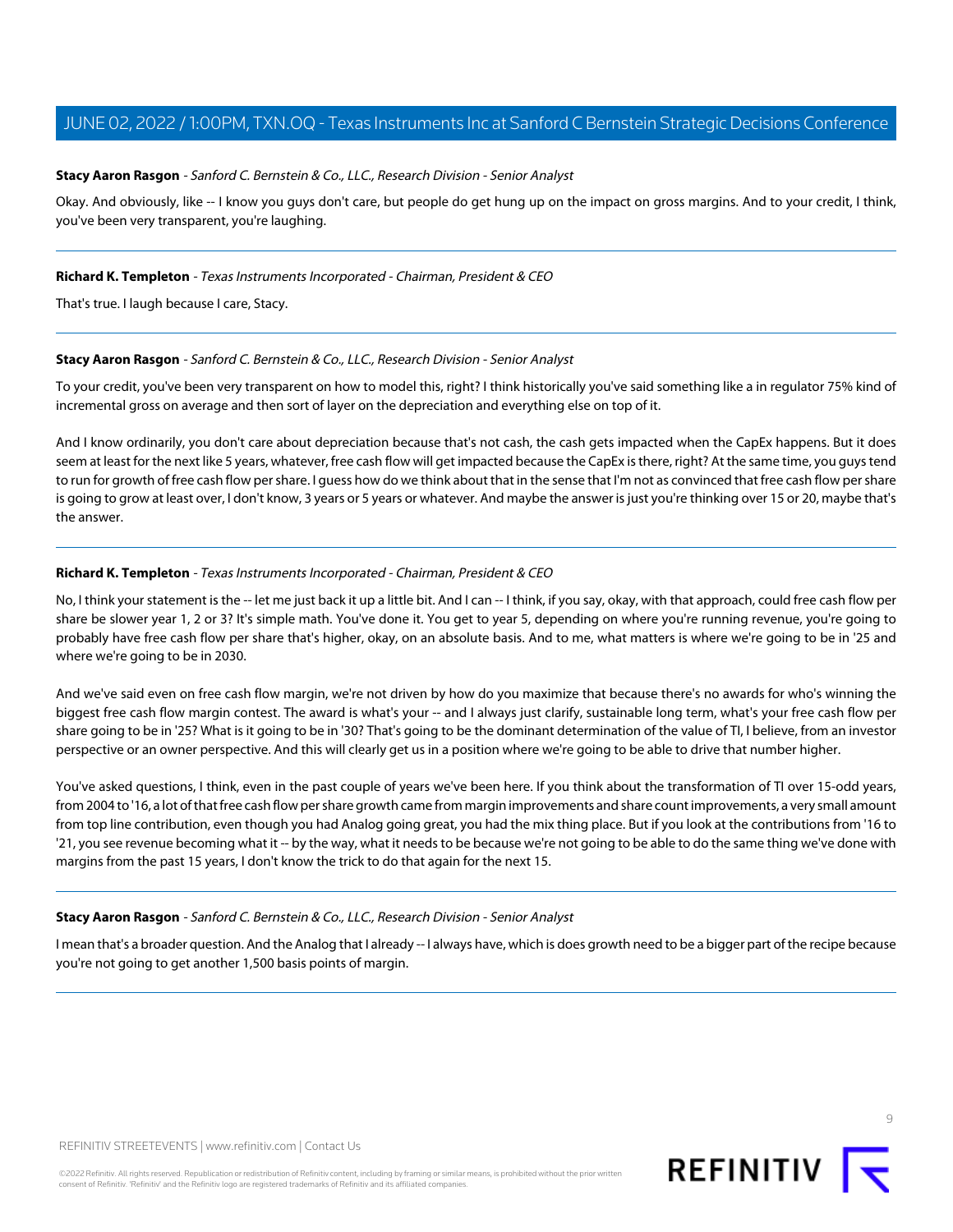**Stacy Aaron Rasgon** - *Sanford C. Bernstein & Co., LLC., Research Division - Senior Analyst*

Okay. And obviously, like -- I know you guys don't care, but people do get hung up on the impact on gross margins. And to your credit, I think, you've been very transparent, you're laughing.

---

**Richard K. Templeton** - *Texas Instruments Incorporated - Chairman, President & CEO*

That's true. I laugh because I care, Stacy.

---

**Stacy Aaron Rasgon** - *Sanford C. Bernstein & Co., LLC., Research Division - Senior Analyst*

To your credit, you've been very transparent on how to model this, right? I think historically you've said something like a in regulator 75% kind of incremental gross on average and then sort of layer on the depreciation and everything else on top of it.

And I know ordinarily, you don't care about depreciation because that's not cash, the cash gets impacted when the CapEx happens. But it does seem at least for the next like 5 years, whatever, free cash flow will get impacted because the CapEx is there, right? At the same time, you guys tend to run for growth of free cash flow per share. I guess how do we think about that in the sense that I'm not as convinced that free cash flow per share is going to grow at least over, I don't know, 3 years or 5 years or whatever. And maybe the answer is just you're thinking over 15 or 20, maybe that's the answer.

---

**Richard K. Templeton** - *Texas Instruments Incorporated - Chairman, President & CEO*

No, I think your statement is the -- let me just back it up a little bit. And I can -- I think, if you say, okay, with that approach, could free cash flow per share be slower year 1, 2 or 3? It's simple math. You've done it. You get to year 5, depending on where you're running revenue, you're going to probably have free cash flow per share that's higher, okay, on an absolute basis. And to me, what matters is where we're going to be in '25 and where we're going to be in 2030.

And we've said even on free cash flow margin, we're not driven by how do you maximize that because there's no awards for who's winning the biggest free cash flow margin contest. The award is what's your -- and I always just clarify, sustainable long term, what's your free cash flow per share going to be in '25? What is it going to be in '30? That's going to be the dominant determination of the value of TI, I believe, from an investor perspective or an owner perspective. And this will clearly get us in a position where we're going to be able to drive that number higher.

You've asked questions, I think, even in the past couple of years we've been here. If you think about the transformation of TI over 15-odd years, from 2004 to '16, a lot of that free cash flow per share growth came from margin improvements and share count improvements, a very small amount from top line contribution, even though you had Analog going great, you had the mix thing place. But if you look at the contributions from '16 to '21, you see revenue becoming what it -- by the way, what it needs to be because we're not going to be able to do the same thing we've done with margins from the past 15 years, I don't know the trick to do that again for the next 15.

---

**Stacy Aaron Rasgon** - *Sanford C. Bernstein & Co., LLC., Research Division - Senior Analyst*

I mean that's a broader question. And the Analog that I already -- I always have, which is does growth need to be a bigger part of the recipe because you're not going to get another 1,500 basis points of margin.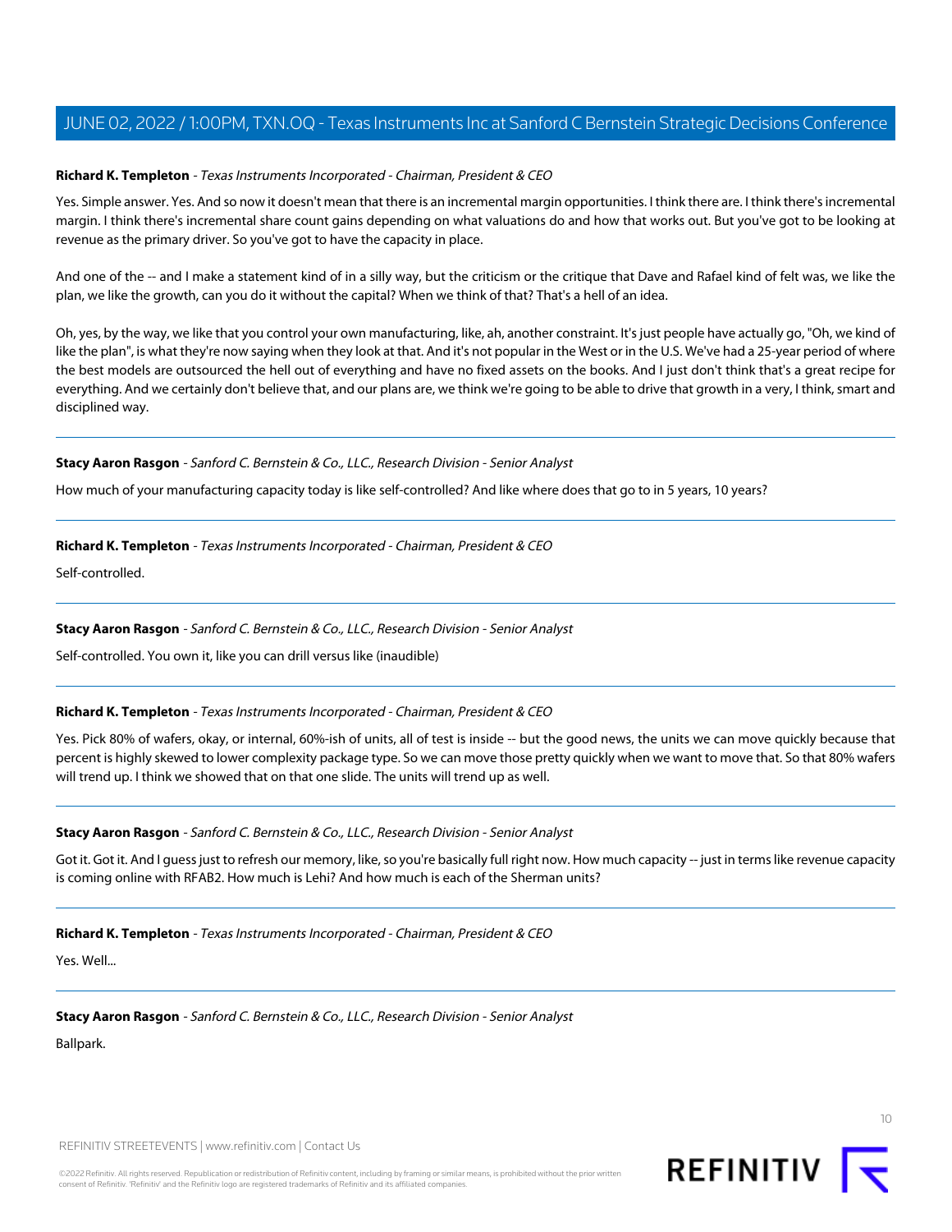**Richard K. Templeton** - *Texas Instruments Incorporated - Chairman, President & CEO*

Yes. Simple answer. Yes. And so now it doesn't mean that there is an incremental margin opportunities. I think there are. I think there's incremental margin. I think there's incremental share count gains depending on what valuations do and how that works out. But you've got to be looking at revenue as the primary driver. So you've got to have the capacity in place.

And one of the -- and I make a statement kind of in a silly way, but the criticism or the critique that Dave and Rafael kind of felt was, we like the plan, we like the growth, can you do it without the capital? When we think of that? That's a hell of an idea.

Oh, yes, by the way, we like that you control your own manufacturing, like, ah, another constraint. It's just people have actually go, "Oh, we kind of like the plan", is what they're now saying when they look at that. And it's not popular in the West or in the U.S. We've had a 25-year period of where the best models are outsourced the hell out of everything and have no fixed assets on the books. And I just don't think that's a great recipe for everything. And we certainly don't believe that, and our plans are, we think we're going to be able to drive that growth in a very, I think, smart and disciplined way.

---

**Stacy Aaron Rasgon** - *Sanford C. Bernstein & Co., LLC., Research Division - Senior Analyst*

How much of your manufacturing capacity today is like self-controlled? And like where does that go to in 5 years, 10 years?

---

**Richard K. Templeton** - *Texas Instruments Incorporated - Chairman, President & CEO*

Self-controlled.

---

**Stacy Aaron Rasgon** - *Sanford C. Bernstein & Co., LLC., Research Division - Senior Analyst*

Self-controlled. You own it, like you can drill versus like (inaudible)

---

**Richard K. Templeton** - *Texas Instruments Incorporated - Chairman, President & CEO*

Yes. Pick 80% of wafers, okay, or internal, 60%-ish of units, all of test is inside -- but the good news, the units we can move quickly because that percent is highly skewed to lower complexity package type. So we can move those pretty quickly when we want to move that. So that 80% wafers will trend up. I think we showed that on that one slide. The units will trend up as well.

---

**Stacy Aaron Rasgon** - *Sanford C. Bernstein & Co., LLC., Research Division - Senior Analyst*

Got it. Got it. And I guess just to refresh our memory, like, so you're basically full right now. How much capacity -- just in terms like revenue capacity is coming online with RFAB2. How much is Lehi? And how much is each of the Sherman units?

---

**Richard K. Templeton** - *Texas Instruments Incorporated - Chairman, President & CEO*

Yes. Well...

---

**Stacy Aaron Rasgon** - *Sanford C. Bernstein & Co., LLC., Research Division - Senior Analyst*

Ballpark.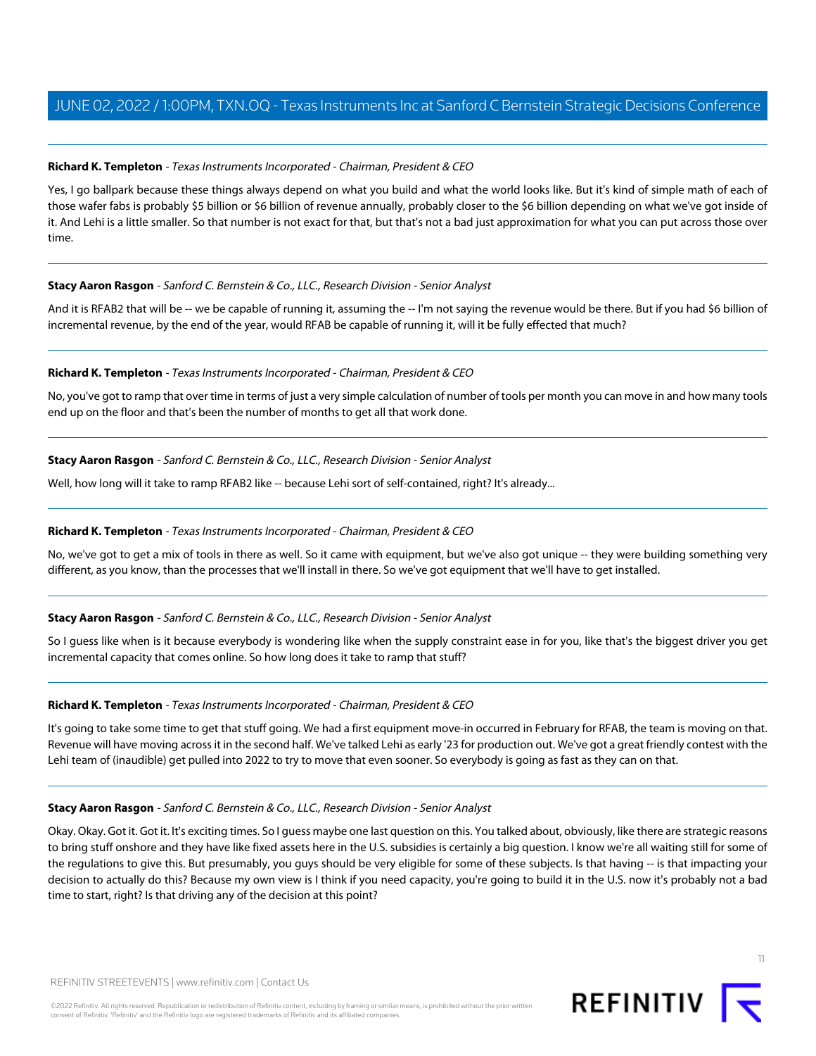**Richard K. Templeton** - *Texas Instruments Incorporated - Chairman, President & CEO*

Yes, I go ballpark because these things always depend on what you build and what the world looks like. But it's kind of simple math of each of those wafer fabs is probably $5 billion or $6 billion of revenue annually, probably closer to the $6 billion depending on what we've got inside of it. And Lehi is a little smaller. So that number is not exact for that, but that's not a bad just approximation for what you can put across those over time.

---

**Stacy Aaron Rasgon** - *Sanford C. Bernstein & Co., LLC., Research Division - Senior Analyst*

And it is RFAB2 that will be -- we be capable of running it, assuming the -- I'm not saying the revenue would be there. But if you had $6 billion of incremental revenue, by the end of the year, would RFAB be capable of running it, will it be fully effected that much?

---

**Richard K. Templeton** - *Texas Instruments Incorporated - Chairman, President & CEO*

No, you've got to ramp that over time in terms of just a very simple calculation of number of tools per month you can move in and how many tools end up on the floor and that's been the number of months to get all that work done.

---

**Stacy Aaron Rasgon** - *Sanford C. Bernstein & Co., LLC., Research Division - Senior Analyst*

Well, how long will it take to ramp RFAB2 like -- because Lehi sort of self-contained, right? It's already...

---

**Richard K. Templeton** - *Texas Instruments Incorporated - Chairman, President & CEO*

No, we've got to get a mix of tools in there as well. So it came with equipment, but we've also got unique -- they were building something very different, as you know, than the processes that we'll install in there. So we've got equipment that we'll have to get installed.

---

**Stacy Aaron Rasgon** - *Sanford C. Bernstein & Co., LLC., Research Division - Senior Analyst*

So I guess like when is it because everybody is wondering like when the supply constraint ease in for you, like that's the biggest driver you get incremental capacity that comes online. So how long does it take to ramp that stuff?

---

**Richard K. Templeton** - *Texas Instruments Incorporated - Chairman, President & CEO*

It's going to take some time to get that stuff going. We had a first equipment move-in occurred in February for RFAB, the team is moving on that. Revenue will have moving across it in the second half. We've talked Lehi as early '23 for production out. We've got a great friendly contest with the Lehi team of (inaudible) get pulled into 2022 to try to move that even sooner. So everybody is going as fast as they can on that.

---

**Stacy Aaron Rasgon** - *Sanford C. Bernstein & Co., LLC., Research Division - Senior Analyst*

Okay. Okay. Got it. Got it. It's exciting times. So I guess maybe one last question on this. You talked about, obviously, like there are strategic reasons to bring stuff onshore and they have like fixed assets here in the U.S. subsidies is certainly a big question. I know we're all waiting still for some of the regulations to give this. But presumably, you guys should be very eligible for some of these subjects. Is that having -- is that impacting your decision to actually do this? Because my own view is I think if you need capacity, you're going to build it in the U.S. now it's probably not a bad time to start, right? Is that driving any of the decision at this point?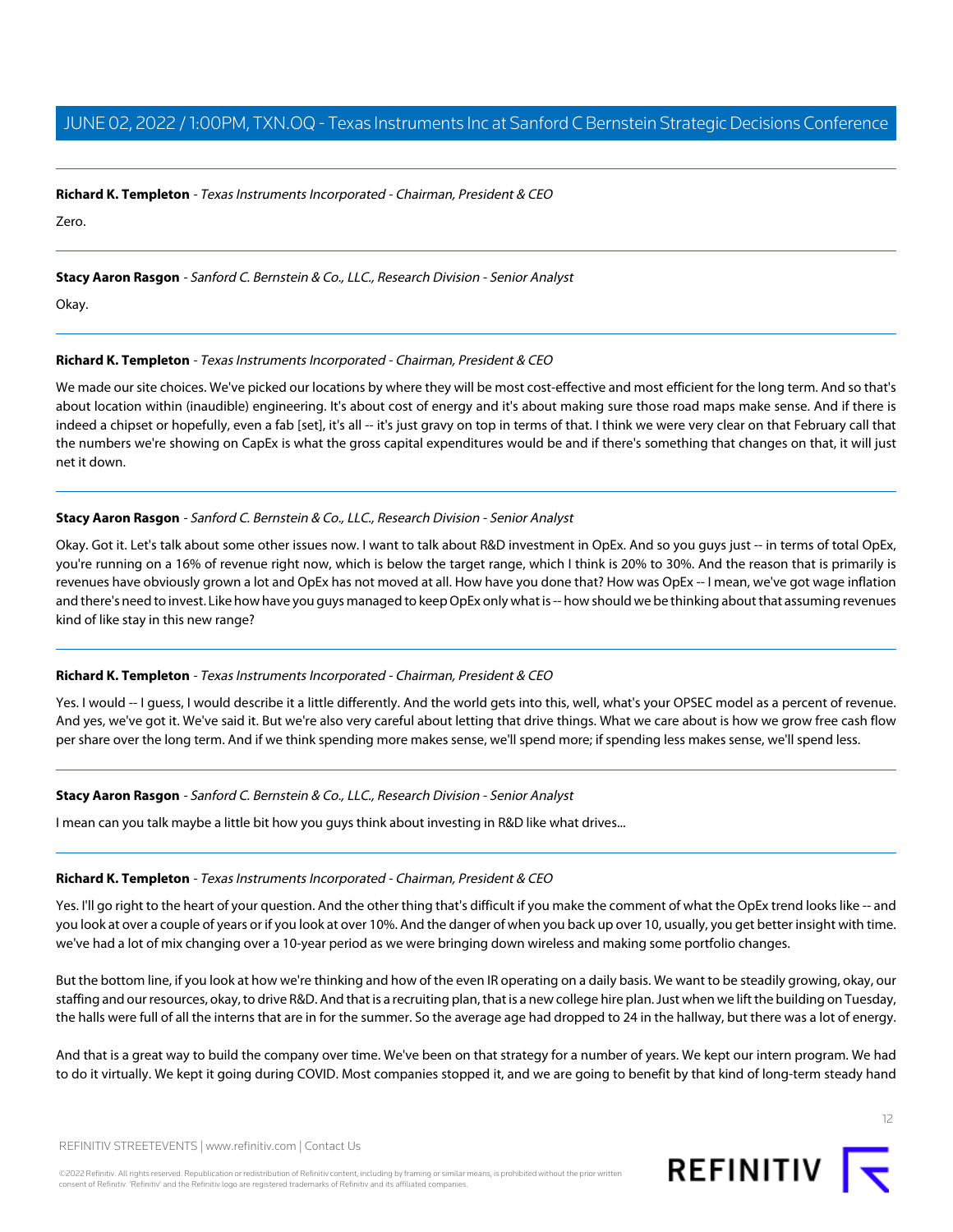**Richard K. Templeton** - *Texas Instruments Incorporated - Chairman, President & CEO*

Zero.

---

**Stacy Aaron Rasgon** - *Sanford C. Bernstein & Co., LLC., Research Division - Senior Analyst*

Okay.

---

**Richard K. Templeton** - *Texas Instruments Incorporated - Chairman, President & CEO*

We made our site choices. We've picked our locations by where they will be most cost-effective and most efficient for the long term. And so that's about location within (inaudible) engineering. It's about cost of energy and it's about making sure those road maps make sense. And if there is indeed a chipset or hopefully, even a fab [set], it's all -- it's just gravy on top in terms of that. I think we were very clear on that February call that the numbers we're showing on CapEx is what the gross capital expenditures would be and if there's something that changes on that, it will just net it down.

---

**Stacy Aaron Rasgon** - *Sanford C. Bernstein & Co., LLC., Research Division - Senior Analyst*

Okay. Got it. Let's talk about some other issues now. I want to talk about R&D investment in OpEx. And so you guys just -- in terms of total OpEx, you're running on a 16% of revenue right now, which is below the target range, which I think is 20% to 30%. And the reason that is primarily is revenues have obviously grown a lot and OpEx has not moved at all. How have you done that? How was OpEx -- I mean, we've got wage inflation and there's need to invest. Like how have you guys managed to keep OpEx only what is -- how should we be thinking about that assuming revenues kind of like stay in this new range?

---

**Richard K. Templeton** - *Texas Instruments Incorporated - Chairman, President & CEO*

Yes. I would -- I guess, I would describe it a little differently. And the world gets into this, well, what's your OPSEC model as a percent of revenue. And yes, we've got it. We've said it. But we're also very careful about letting that drive things. What we care about is how we grow free cash flow per share over the long term. And if we think spending more makes sense, we'll spend more; if spending less makes sense, we'll spend less.

---

**Stacy Aaron Rasgon** - *Sanford C. Bernstein & Co., LLC., Research Division - Senior Analyst*

I mean can you talk maybe a little bit how you guys think about investing in R&D like what drives...

---

**Richard K. Templeton** - *Texas Instruments Incorporated - Chairman, President & CEO*

Yes. I'll go right to the heart of your question. And the other thing that's difficult if you make the comment of what the OpEx trend looks like -- and you look at over a couple of years or if you look at over 10%. And the danger of when you back up over 10, usually, you get better insight with time. we've had a lot of mix changing over a 10-year period as we were bringing down wireless and making some portfolio changes.

But the bottom line, if you look at how we're thinking and how of the even IR operating on a daily basis. We want to be steadily growing, okay, our staffing and our resources, okay, to drive R&D. And that is a recruiting plan, that is a new college hire plan. Just when we lift the building on Tuesday, the halls were full of all the interns that are in for the summer. So the average age had dropped to 24 in the hallway, but there was a lot of energy.

And that is a great way to build the company over time. We've been on that strategy for a number of years. We kept our intern program. We had to do it virtually. We kept it going during COVID. Most companies stopped it, and we are going to benefit by that kind of long-term steady hand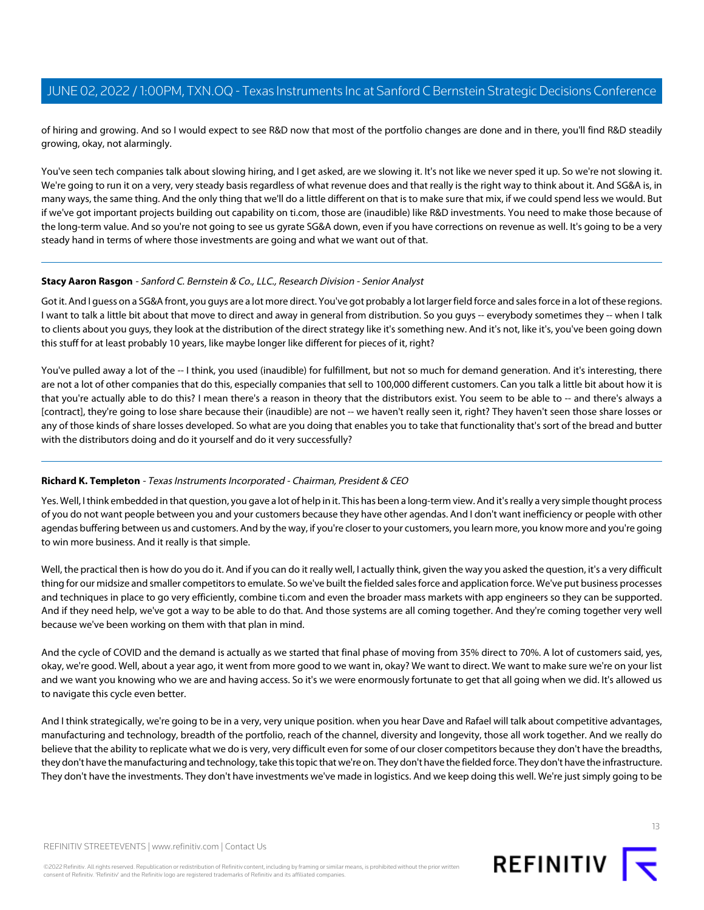of hiring and growing. And so I would expect to see R&D now that most of the portfolio changes are done and in there, you'll find R&D steadily growing, okay, not alarmingly.

You've seen tech companies talk about slowing hiring, and I get asked, are we slowing it. It's not like we never sped it up. So we're not slowing it. We're going to run it on a very, very steady basis regardless of what revenue does and that really is the right way to think about it. And SG&A is, in many ways, the same thing. And the only thing that we'll do a little different on that is to make sure that mix, if we could spend less we would. But if we've got important projects building out capability on ti.com, those are (inaudible) like R&D investments. You need to make those because of the long-term value. And so you're not going to see us gyrate SG&A down, even if you have corrections on revenue as well. It's going to be a very steady hand in terms of where those investments are going and what we want out of that.

---

**Stacy Aaron Rasgon** - *Sanford C. Bernstein & Co., LLC., Research Division - Senior Analyst*

Got it. And I guess on a SG&A front, you guys are a lot more direct. You've got probably a lot larger field force and sales force in a lot of these regions. I want to talk a little bit about that move to direct and away in general from distribution. So you guys -- everybody sometimes they -- when I talk to clients about you guys, they look at the distribution of the direct strategy like it's something new. And it's not, like it's, you've been going down this stuff for at least probably 10 years, like maybe longer like different for pieces of it, right?

You've pulled away a lot of the -- I think, you used (inaudible) for fulfillment, but not so much for demand generation. And it's interesting, there are not a lot of other companies that do this, especially companies that sell to 100,000 different customers. Can you talk a little bit about how it is that you're actually able to do this? I mean there's a reason in theory that the distributors exist. You seem to be able to -- and there's always a [contract], they're going to lose share because their (inaudible) are not -- we haven't really seen it, right? They haven't seen those share losses or any of those kinds of share losses developed. So what are you doing that enables you to take that functionality that's sort of the bread and butter with the distributors doing and do it yourself and do it very successfully?

---

**Richard K. Templeton** - *Texas Instruments Incorporated - Chairman, President & CEO*

Yes. Well, I think embedded in that question, you gave a lot of help in it. This has been a long-term view. And it's really a very simple thought process of you do not want people between you and your customers because they have other agendas. And I don't want inefficiency or people with other agendas buffering between us and customers. And by the way, if you're closer to your customers, you learn more, you know more and you're going to win more business. And it really is that simple.

Well, the practical then is how do you do it. And if you can do it really well, I actually think, given the way you asked the question, it's a very difficult thing for our midsize and smaller competitors to emulate. So we've built the fielded sales force and application force. We've put business processes and techniques in place to go very efficiently, combine ti.com and even the broader mass markets with app engineers so they can be supported. And if they need help, we've got a way to be able to do that. And those systems are all coming together. And they're coming together very well because we've been working on them with that plan in mind.

And the cycle of COVID and the demand is actually as we started that final phase of moving from 35% direct to 70%. A lot of customers said, yes, okay, we're good. Well, about a year ago, it went from more good to we want in, okay? We want to direct. We want to make sure we're on your list and we want you knowing who we are and having access. So it's we were enormously fortunate to get that all going when we did. It's allowed us to navigate this cycle even better.

And I think strategically, we're going to be in a very, very unique position. when you hear Dave and Rafael will talk about competitive advantages, manufacturing and technology, breadth of the portfolio, reach of the channel, diversity and longevity, those all work together. And we really do believe that the ability to replicate what we do is very, very difficult even for some of our closer competitors because they don't have the breadths, they don't have the manufacturing and technology, take this topic that we're on. They don't have the fielded force. They don't have the infrastructure. They don't have the investments. They don't have investments we've made in logistics. And we keep doing this well. We're just simply going to be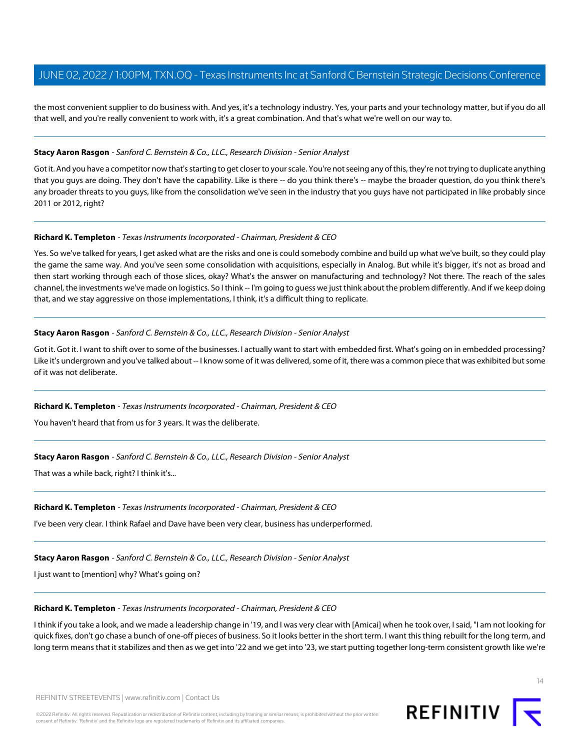the most convenient supplier to do business with. And yes, it's a technology industry. Yes, your parts and your technology matter, but if you do all that well, and you're really convenient to work with, it's a great combination. And that's what we're well on our way to.

---

**Stacy Aaron Rasgon** - *Sanford C. Bernstein & Co., LLC., Research Division - Senior Analyst*

Got it. And you have a competitor now that's starting to get closer to your scale. You're not seeing any of this, they're not trying to duplicate anything that you guys are doing. They don't have the capability. Like is there -- do you think there's -- maybe the broader question, do you think there's any broader threats to you guys, like from the consolidation we've seen in the industry that you guys have not participated in like probably since 2011 or 2012, right?

---

**Richard K. Templeton** - *Texas Instruments Incorporated - Chairman, President & CEO*

Yes. So we've talked for years, I get asked what are the risks and one is could somebody combine and build up what we've built, so they could play the game the same way. And you've seen some consolidation with acquisitions, especially in Analog. But while it's bigger, it's not as broad and then start working through each of those slices, okay? What's the answer on manufacturing and technology? Not there. The reach of the sales channel, the investments we've made on logistics. So I think -- I'm going to guess we just think about the problem differently. And if we keep doing that, and we stay aggressive on those implementations, I think, it's a difficult thing to replicate.

---

**Stacy Aaron Rasgon** - *Sanford C. Bernstein & Co., LLC., Research Division - Senior Analyst*

Got it. Got it. I want to shift over to some of the businesses. I actually want to start with embedded first. What's going on in embedded processing? Like it's undergrown and you've talked about -- I know some of it was delivered, some of it, there was a common piece that was exhibited but some of it was not deliberate.

---

**Richard K. Templeton** - *Texas Instruments Incorporated - Chairman, President & CEO*

You haven't heard that from us for 3 years. It was the deliberate.

---

**Stacy Aaron Rasgon** - *Sanford C. Bernstein & Co., LLC., Research Division - Senior Analyst*

That was a while back, right? I think it's...

---

**Richard K. Templeton** - *Texas Instruments Incorporated - Chairman, President & CEO*

I've been very clear. I think Rafael and Dave have been very clear, business has underperformed.

---

**Stacy Aaron Rasgon** - *Sanford C. Bernstein & Co., LLC., Research Division - Senior Analyst*

I just want to [mention] why? What's going on?

---

**Richard K. Templeton** - *Texas Instruments Incorporated - Chairman, President & CEO*

I think if you take a look, and we made a leadership change in '19, and I was very clear with [Amicai] when he took over, I said, "I am not looking for quick fixes, don't go chase a bunch of one-off pieces of business. So it looks better in the short term. I want this thing rebuilt for the long term, and long term means that it stabilizes and then as we get into '22 and we get into '23, we start putting together long-term consistent growth like we're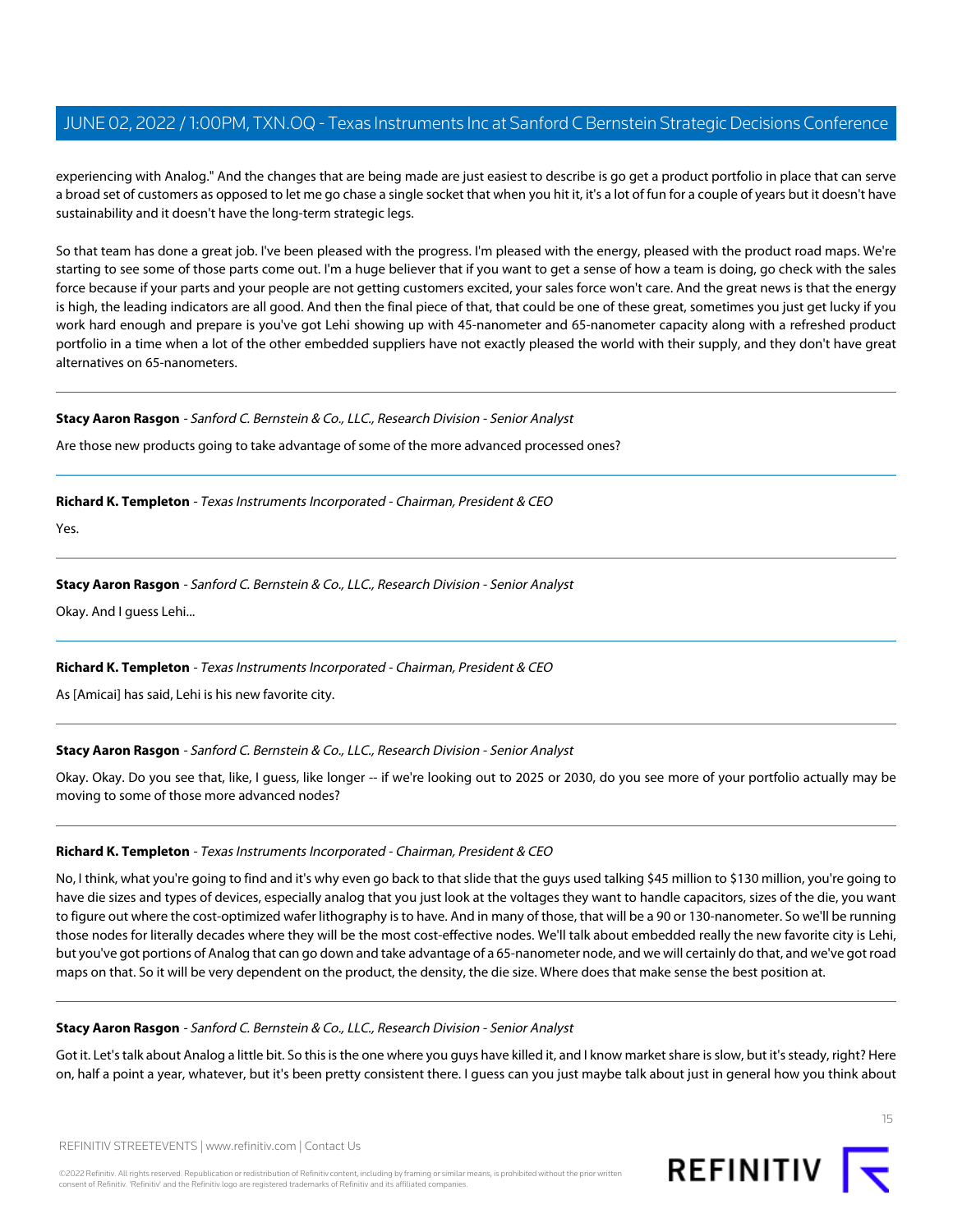experiencing with Analog." And the changes that are being made are just easiest to describe is go get a product portfolio in place that can serve a broad set of customers as opposed to let me go chase a single socket that when you hit it, it's a lot of fun for a couple of years but it doesn't have sustainability and it doesn't have the long-term strategic legs.

So that team has done a great job. I've been pleased with the progress. I'm pleased with the energy, pleased with the product road maps. We're starting to see some of those parts come out. I'm a huge believer that if you want to get a sense of how a team is doing, go check with the sales force because if your parts and your people are not getting customers excited, your sales force won't care. And the great news is that the energy is high, the leading indicators are all good. And then the final piece of that, that could be one of these great, sometimes you just get lucky if you work hard enough and prepare is you've got Lehi showing up with 45-nanometer and 65-nanometer capacity along with a refreshed product portfolio in a time when a lot of the other embedded suppliers have not exactly pleased the world with their supply, and they don't have great alternatives on 65-nanometers.

---

**Stacy Aaron Rasgon** - *Sanford C. Bernstein & Co., LLC., Research Division - Senior Analyst*

Are those new products going to take advantage of some of the more advanced processed ones?

---

**Richard K. Templeton** - *Texas Instruments Incorporated - Chairman, President & CEO*

Yes.

---

**Stacy Aaron Rasgon** - *Sanford C. Bernstein & Co., LLC., Research Division - Senior Analyst*

Okay. And I guess Lehi...

---

**Richard K. Templeton** - *Texas Instruments Incorporated - Chairman, President & CEO*

As [Amicai] has said, Lehi is his new favorite city.

---

**Stacy Aaron Rasgon** - *Sanford C. Bernstein & Co., LLC., Research Division - Senior Analyst*

Okay. Okay. Do you see that, like, I guess, like longer -- if we're looking out to 2025 or 2030, do you see more of your portfolio actually may be moving to some of those more advanced nodes?

---

**Richard K. Templeton** - *Texas Instruments Incorporated - Chairman, President & CEO*

No, I think, what you're going to find and it's why even go back to that slide that the guys used talking $45 million to $130 million, you're going to have die sizes and types of devices, especially analog that you just look at the voltages they want to handle capacitors, sizes of the die, you want to figure out where the cost-optimized wafer lithography is to have. And in many of those, that will be a 90 or 130-nanometer. So we'll be running those nodes for literally decades where they will be the most cost-effective nodes. We'll talk about embedded really the new favorite city is Lehi, but you've got portions of Analog that can go down and take advantage of a 65-nanometer node, and we will certainly do that, and we've got road maps on that. So it will be very dependent on the product, the density, the die size. Where does that make sense the best position at.

---

**Stacy Aaron Rasgon** - *Sanford C. Bernstein & Co., LLC., Research Division - Senior Analyst*

Got it. Let's talk about Analog a little bit. So this is the one where you guys have killed it, and I know market share is slow, but it's steady, right? Here on, half a point a year, whatever, but it's been pretty consistent there. I guess can you just maybe talk about just in general how you think about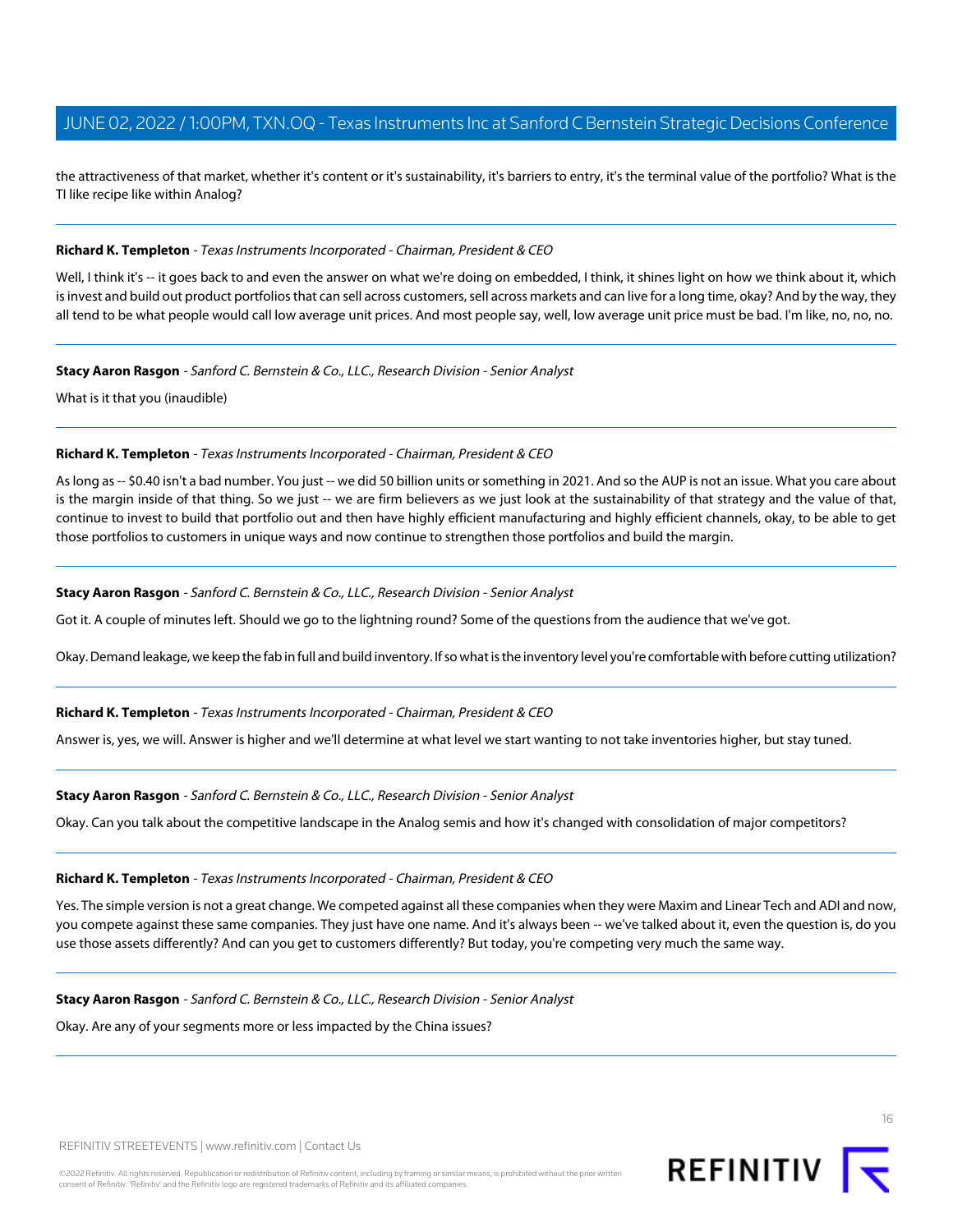the attractiveness of that market, whether it's content or it's sustainability, it's barriers to entry, it's the terminal value of the portfolio? What is the TI like recipe like within Analog?

---

**Richard K. Templeton** - *Texas Instruments Incorporated - Chairman, President & CEO*

Well, I think it's -- it goes back to and even the answer on what we're doing on embedded, I think, it shines light on how we think about it, which is invest and build out product portfolios that can sell across customers, sell across markets and can live for a long time, okay? And by the way, they all tend to be what people would call low average unit prices. And most people say, well, low average unit price must be bad. I'm like, no, no, no.

---

**Stacy Aaron Rasgon** - *Sanford C. Bernstein & Co., LLC., Research Division - Senior Analyst*

What is it that you (inaudible)

---

**Richard K. Templeton** - *Texas Instruments Incorporated - Chairman, President & CEO*

As long as -- $0.40 isn't a bad number. You just -- we did 50 billion units or something in 2021. And so the AUP is not an issue. What you care about is the margin inside of that thing. So we just -- we are firm believers as we just look at the sustainability of that strategy and the value of that, continue to invest to build that portfolio out and then have highly efficient manufacturing and highly efficient channels, okay, to be able to get those portfolios to customers in unique ways and now continue to strengthen those portfolios and build the margin.

---

**Stacy Aaron Rasgon** - *Sanford C. Bernstein & Co., LLC., Research Division - Senior Analyst*

Got it. A couple of minutes left. Should we go to the lightning round? Some of the questions from the audience that we've got.

Okay. Demand leakage, we keep the fab in full and build inventory. If so what is the inventory level you're comfortable with before cutting utilization?

---

**Richard K. Templeton** - *Texas Instruments Incorporated - Chairman, President & CEO*

Answer is, yes, we will. Answer is higher and we'll determine at what level we start wanting to not take inventories higher, but stay tuned.

---

**Stacy Aaron Rasgon** - *Sanford C. Bernstein & Co., LLC., Research Division - Senior Analyst*

Okay. Can you talk about the competitive landscape in the Analog semis and how it's changed with consolidation of major competitors?

---

**Richard K. Templeton** - *Texas Instruments Incorporated - Chairman, President & CEO*

Yes. The simple version is not a great change. We competed against all these companies when they were Maxim and Linear Tech and ADI and now, you compete against these same companies. They just have one name. And it's always been -- we've talked about it, even the question is, do you use those assets differently? And can you get to customers differently? But today, you're competing very much the same way.

---

**Stacy Aaron Rasgon** - *Sanford C. Bernstein & Co., LLC., Research Division - Senior Analyst*

Okay. Are any of your segments more or less impacted by the China issues?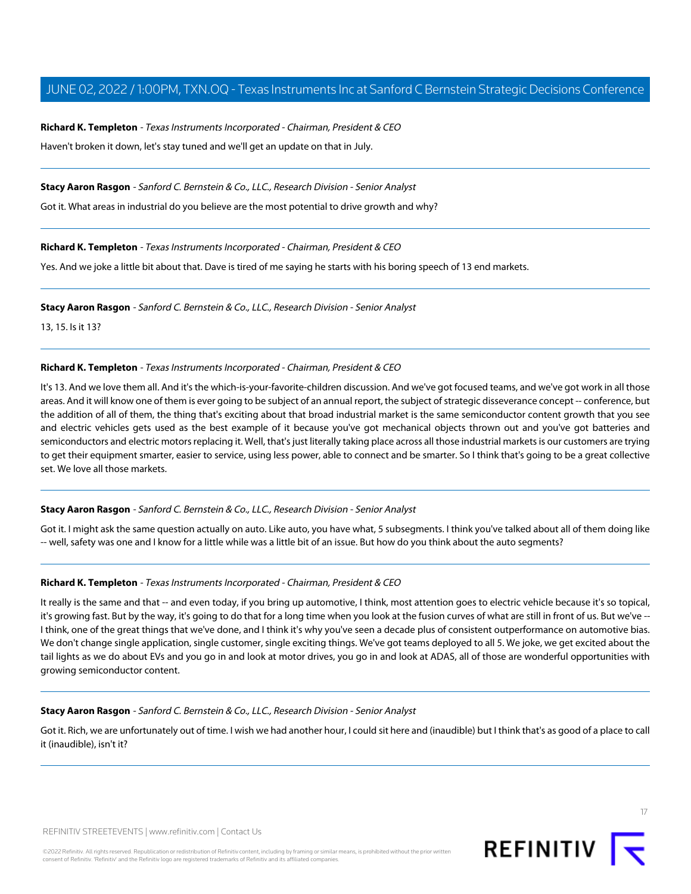**Richard K. Templeton** - *Texas Instruments Incorporated - Chairman, President & CEO*

Haven't broken it down, let's stay tuned and we'll get an update on that in July.

---

**Stacy Aaron Rasgon** - *Sanford C. Bernstein & Co., LLC., Research Division - Senior Analyst*

Got it. What areas in industrial do you believe are the most potential to drive growth and why?

---

**Richard K. Templeton** - *Texas Instruments Incorporated - Chairman, President & CEO*

Yes. And we joke a little bit about that. Dave is tired of me saying he starts with his boring speech of 13 end markets.

---

**Stacy Aaron Rasgon** - *Sanford C. Bernstein & Co., LLC., Research Division - Senior Analyst*

13, 15. Is it 13?

---

**Richard K. Templeton** - *Texas Instruments Incorporated - Chairman, President & CEO*

It's 13. And we love them all. And it's the which-is-your-favorite-children discussion. And we've got focused teams, and we've got work in all those areas. And it will know one of them is ever going to be subject of an annual report, the subject of strategic disseverance concept -- conference, but the addition of all of them, the thing that's exciting about that broad industrial market is the same semiconductor content growth that you see and electric vehicles gets used as the best example of it because you've got mechanical objects thrown out and you've got batteries and semiconductors and electric motors replacing it. Well, that's just literally taking place across all those industrial markets is our customers are trying to get their equipment smarter, easier to service, using less power, able to connect and be smarter. So I think that's going to be a great collective set. We love all those markets.

---

**Stacy Aaron Rasgon** - *Sanford C. Bernstein & Co., LLC., Research Division - Senior Analyst*

Got it. I might ask the same question actually on auto. Like auto, you have what, 5 subsegments. I think you've talked about all of them doing like -- well, safety was one and I know for a little while was a little bit of an issue. But how do you think about the auto segments?

---

**Richard K. Templeton** - *Texas Instruments Incorporated - Chairman, President & CEO*

It really is the same and that -- and even today, if you bring up automotive, I think, most attention goes to electric vehicle because it's so topical, it's growing fast. But by the way, it's going to do that for a long time when you look at the fusion curves of what are still in front of us. But we've -- I think, one of the great things that we've done, and I think it's why you've seen a decade plus of consistent outperformance on automotive bias. We don't change single application, single customer, single exciting things. We've got teams deployed to all 5. We joke, we get excited about the tail lights as we do about EVs and you go in and look at motor drives, you go in and look at ADAS, all of those are wonderful opportunities with growing semiconductor content.

---

**Stacy Aaron Rasgon** - *Sanford C. Bernstein & Co., LLC., Research Division - Senior Analyst*

Got it. Rich, we are unfortunately out of time. I wish we had another hour, I could sit here and (inaudible) but I think that's as good of a place to call it (inaudible), isn't it?

---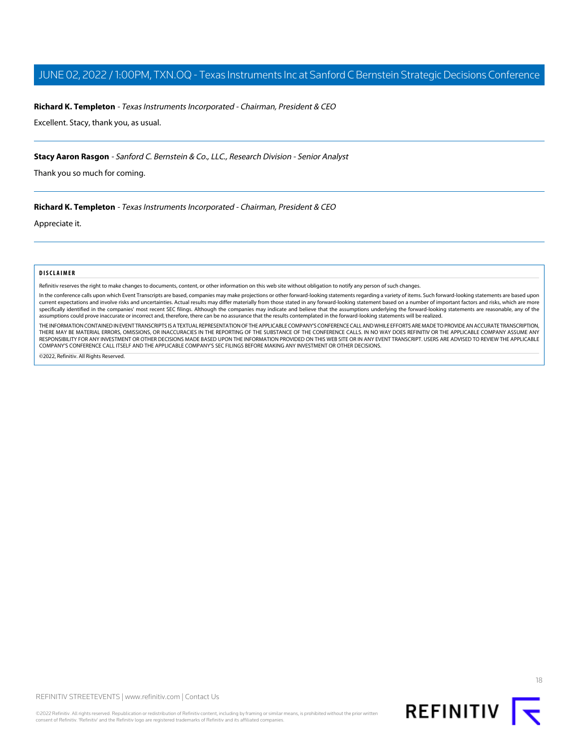**Richard K. Templeton** - *Texas Instruments Incorporated - Chairman, President & CEO*

Excellent. Stacy, thank you, as usual.

---

**Stacy Aaron Rasgon** - *Sanford C. Bernstein & Co., LLC., Research Division - Senior Analyst*

Thank you so much for coming.

---

**Richard K. Templeton** - *Texas Instruments Incorporated - Chairman, President & CEO*

Appreciate it.

---

**DISCLAIMER**

Refinitiv reserves the right to make changes to documents, content, or other information on this web site without obligation to notify any person of such changes.

In the conference calls upon which Event Transcripts are based, companies may make projections or other forward-looking statements regarding a variety of items. Such forward-looking statements are based upon current expectations and involve risks and uncertainties. Actual results may differ materially from those stated in any forward-looking statement based on a number of important factors and risks, which are more specifically identified in the companies' most recent SEC filings. Although the companies may indicate and believe that the assumptions underlying the forward-looking statements are reasonable, any of the assumptions could prove inaccurate or incorrect and, therefore, there can be no assurance that the results contemplated in the forward-looking statements will be realized.

THE INFORMATION CONTAINED IN EVENT TRANSCRIPTS IS A TEXTUAL REPRESENTATION OF THE APPLICABLE COMPANY'S CONFERENCE CALL AND WHILE EFFORTS ARE MADE TO PROVIDE AN ACCURATE TRANSCRIPTION, THERE MAY BE MATERIAL ERRORS, OMISSIONS, OR INACCURACIES IN THE REPORTING OF THE SUBSTANCE OF THE CONFERENCE CALLS. IN NO WAY DOES REFINITIV OR THE APPLICABLE COMPANY ASSUME ANY RESPONSIBILITY FOR ANY INVESTMENT OR OTHER DECISIONS MADE BASED UPON THE INFORMATION PROVIDED ON THIS WEB SITE OR IN ANY EVENT TRANSCRIPT. USERS ARE ADVISED TO REVIEW THE APPLICABLE COMPANY'S CONFERENCE CALL ITSELF AND THE APPLICABLE COMPANY'S SEC FILINGS BEFORE MAKING ANY INVESTMENT OR OTHER DECISIONS.

©2022, Refinitiv. All Rights Reserved.